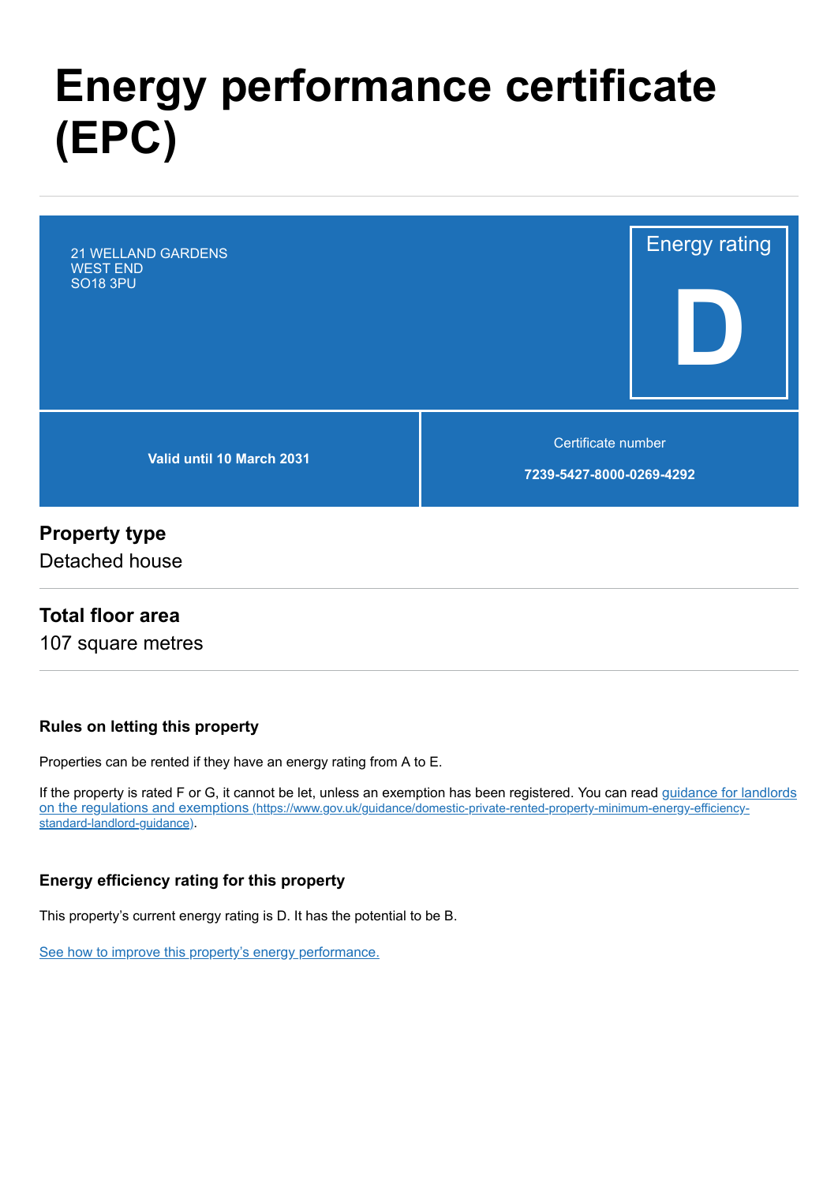# Energy performance certificate (EPC)

21 WELLAND GARDENS
WEST END
SO18 3PU

Energy rating

**D**

**Valid until 10 March 2031**

Certificate number

**7239-5427-8000-0269-4292**

## Property type

Detached house

## Total floor area

107 square metres

### Rules on letting this property

Properties can be rented if they have an energy rating from A to E.

If the property is rated F or G, it cannot be let, unless an exemption has been registered. You can read [guidance for landlords on the regulations and exemptions](https://www.gov.uk/guidance/domestic-private-rented-property-minimum-energy-efficiency-standard-landlord-guidance) (https://www.gov.uk/guidance/domestic-private-rented-property-minimum-energy-efficiency-standard-landlord-guidance).

### Energy efficiency rating for this property

This property's current energy rating is D. It has the potential to be B.

See how to improve this property's energy performance.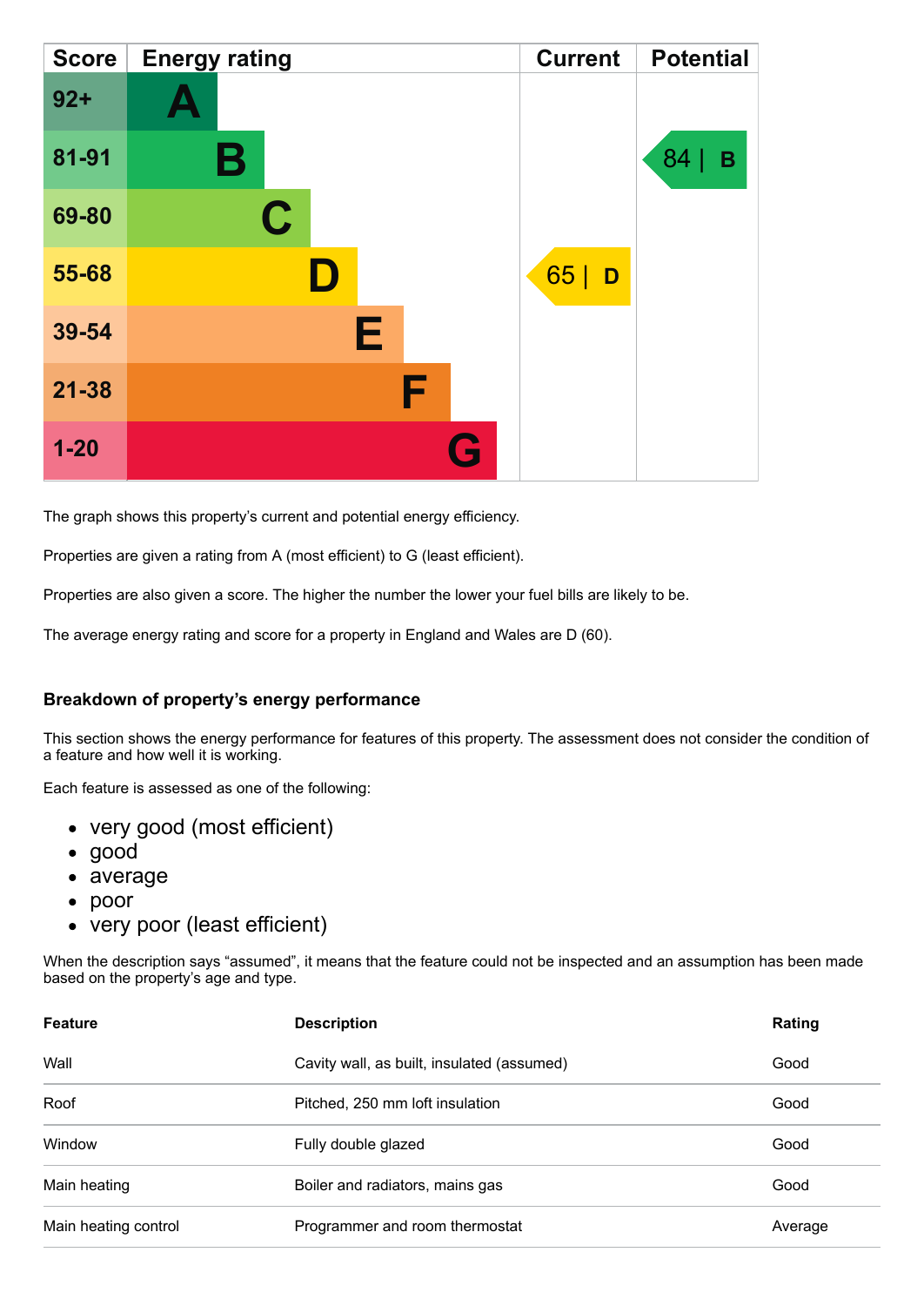| Score | Energy rating | Current | Potential |
| --- | --- | --- | --- |
| 92+ | A | | |
| 81-91 | B | | 84 \| B |
| 69-80 | C | | |
| 55-68 | D | 65 \| D | |
| 39-54 | E | | |
| 21-38 | F | | |
| 1-20 | G | | |

The graph shows this property's current and potential energy efficiency.

Properties are given a rating from A (most efficient) to G (least efficient).

Properties are also given a score. The higher the number the lower your fuel bills are likely to be.

The average energy rating and score for a property in England and Wales are D (60).

### Breakdown of property's energy performance

This section shows the energy performance for features of this property. The assessment does not consider the condition of a feature and how well it is working.

Each feature is assessed as one of the following:

- very good (most efficient)
- good
- average
- poor
- very poor (least efficient)

When the description says "assumed", it means that the feature could not be inspected and an assumption has been made based on the property's age and type.

| Feature | Description | Rating |
| --- | --- | --- |
| Wall | Cavity wall, as built, insulated (assumed) | Good |
| Roof | Pitched, 250 mm loft insulation | Good |
| Window | Fully double glazed | Good |
| Main heating | Boiler and radiators, mains gas | Good |
| Main heating control | Programmer and room thermostat | Average |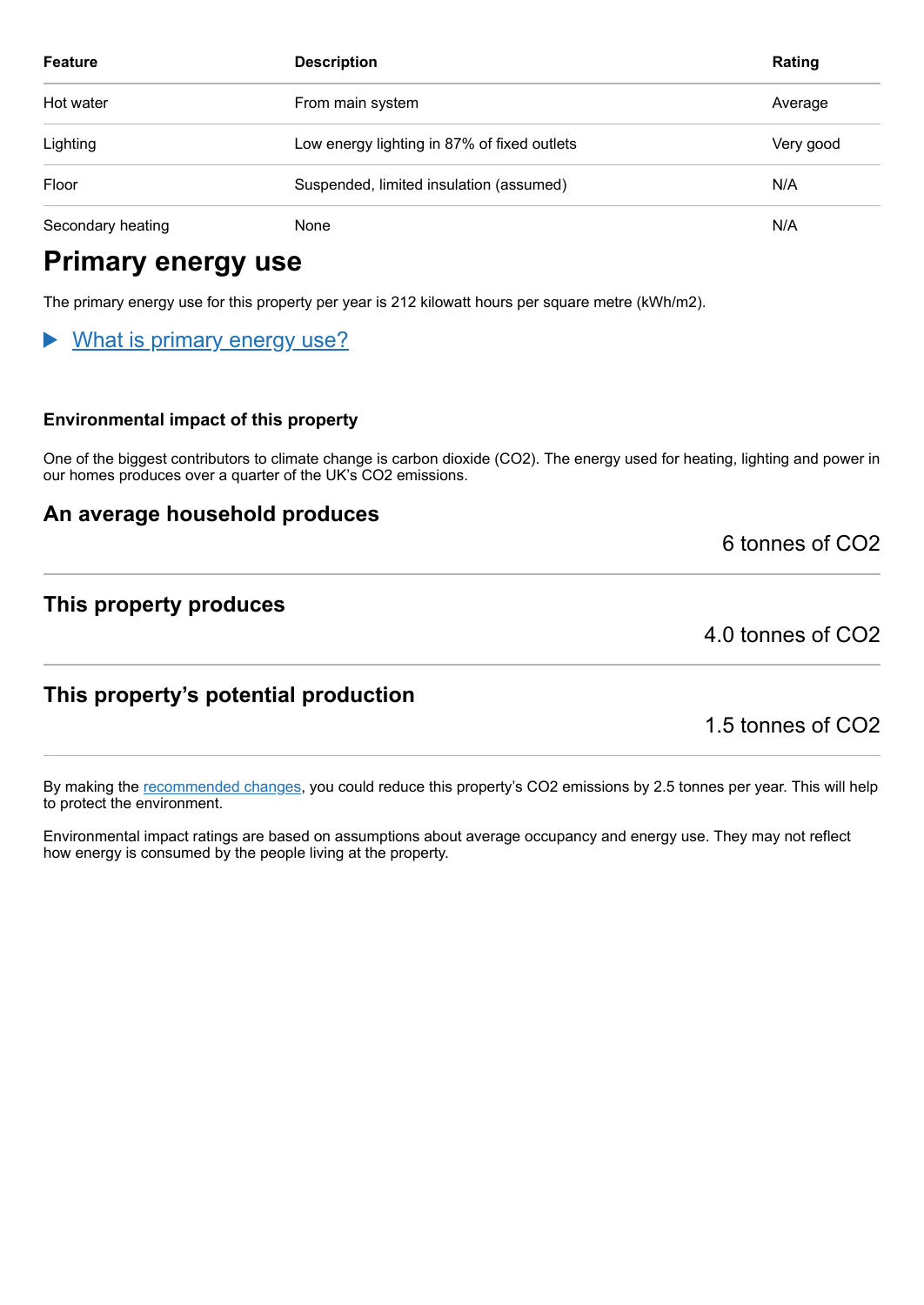| Feature | Description | Rating |
| --- | --- | --- |
| Hot water | From main system | Average |
| Lighting | Low energy lighting in 87% of fixed outlets | Very good |
| Floor | Suspended, limited insulation (assumed) | N/A |
| Secondary heating | None | N/A |

# Primary energy use

The primary energy use for this property per year is 212 kilowatt hours per square metre (kWh/m2).

▶ What is primary energy use?

#### Environmental impact of this property

One of the biggest contributors to climate change is carbon dioxide ($CO_2$). The energy used for heating, lighting and power in our homes produces over a quarter of the UK's $CO_2$ emissions.

### An average household produces

6 tonnes of $CO_2$

### This property produces

4.0 tonnes of $CO_2$

### This property's potential production

1.5 tonnes of $CO_2$

By making the recommended changes, you could reduce this property's $CO_2$ emissions by 2.5 tonnes per year. This will help to protect the environment.

Environmental impact ratings are based on assumptions about average occupancy and energy use. They may not reflect how energy is consumed by the people living at the property.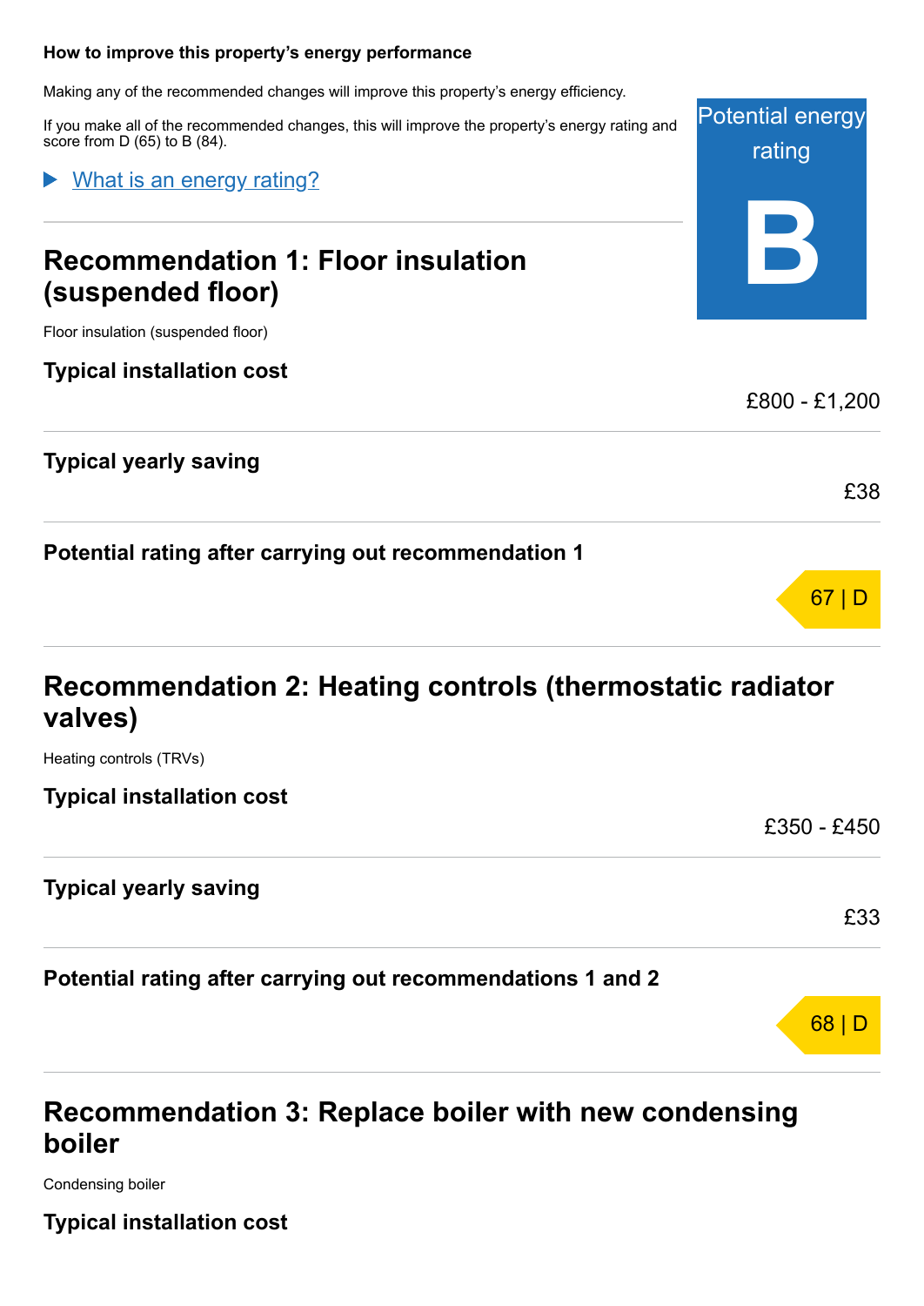### How to improve this property's energy performance

Making any of the recommended changes will improve this property's energy efficiency.

If you make all of the recommended changes, this will improve the property's energy rating and score from D (65) to B (84).

Potential energy rating

**B**

▶ What is an energy rating?

## Recommendation 1: Floor insulation (suspended floor)

Floor insulation (suspended floor)

**Typical installation cost**

£800 - £1,200

**Typical yearly saving**

£38

**Potential rating after carrying out recommendation 1**

67 | D

## Recommendation 2: Heating controls (thermostatic radiator valves)

Heating controls (TRVs)

**Typical installation cost**

£350 - £450

**Typical yearly saving**

£33

**Potential rating after carrying out recommendations 1 and 2**

68 | D

## Recommendation 3: Replace boiler with new condensing boiler

Condensing boiler

**Typical installation cost**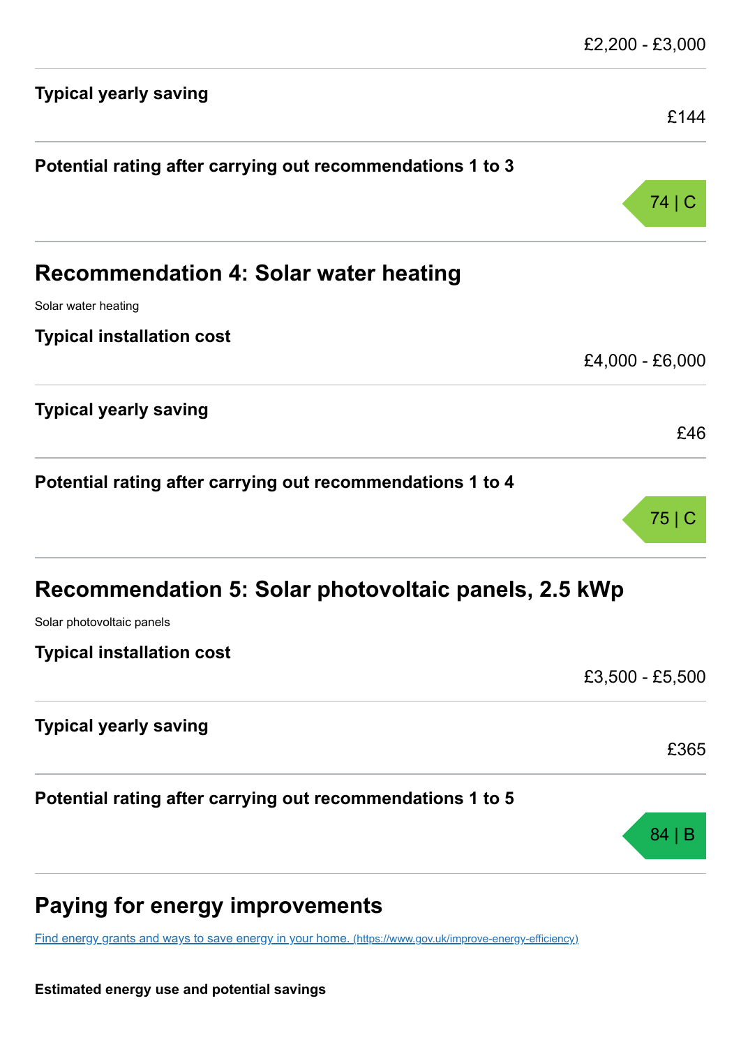£2,200 - £3,000

**Typical yearly saving**

£144

**Potential rating after carrying out recommendations 1 to 3**

74 | C

## Recommendation 4: Solar water heating

Solar water heating

**Typical installation cost**

£4,000 - £6,000

**Typical yearly saving**

£46

**Potential rating after carrying out recommendations 1 to 4**

75 | C

## Recommendation 5: Solar photovoltaic panels, 2.5 kWp

Solar photovoltaic panels

**Typical installation cost**

£3,500 - £5,500

**Typical yearly saving**

£365

**Potential rating after carrying out recommendations 1 to 5**

84 | B

## Paying for energy improvements

[Find energy grants and ways to save energy in your home. (https://www.gov.uk/improve-energy-efficiency)](https://www.gov.uk/improve-energy-efficiency)

**Estimated energy use and potential savings**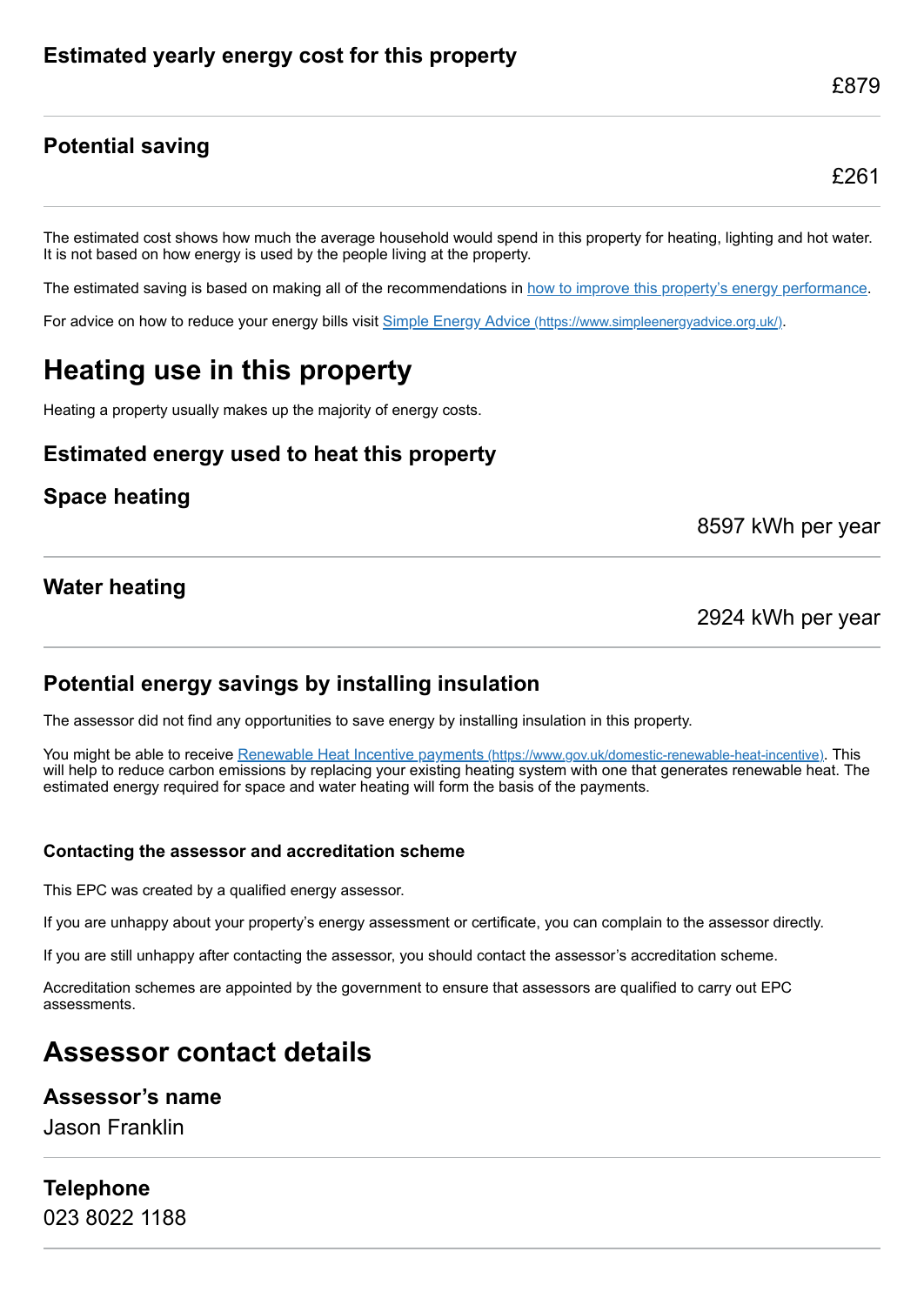### Estimated yearly energy cost for this property

£879

### Potential saving

£261

The estimated cost shows how much the average household would spend in this property for heating, lighting and hot water. It is not based on how energy is used by the people living at the property.

The estimated saving is based on making all of the recommendations in [how to improve this property's energy performance](#).

For advice on how to reduce your energy bills visit [Simple Energy Advice (https://www.simpleenergyadvice.org.uk/)](https://www.simpleenergyadvice.org.uk/).

## Heating use in this property

Heating a property usually makes up the majority of energy costs.

### Estimated energy used to heat this property

### Space heating

8597 kWh per year

### Water heating

2924 kWh per year

### Potential energy savings by installing insulation

The assessor did not find any opportunities to save energy by installing insulation in this property.

You might be able to receive [Renewable Heat Incentive payments (https://www.gov.uk/domestic-renewable-heat-incentive)](https://www.gov.uk/domestic-renewable-heat-incentive). This will help to reduce carbon emissions by replacing your existing heating system with one that generates renewable heat. The estimated energy required for space and water heating will form the basis of the payments.

#### Contacting the assessor and accreditation scheme

This EPC was created by a qualified energy assessor.

If you are unhappy about your property's energy assessment or certificate, you can complain to the assessor directly.

If you are still unhappy after contacting the assessor, you should contact the assessor's accreditation scheme.

Accreditation schemes are appointed by the government to ensure that assessors are qualified to carry out EPC assessments.

## Assessor contact details

### Assessor's name

Jason Franklin

### Telephone

023 8022 1188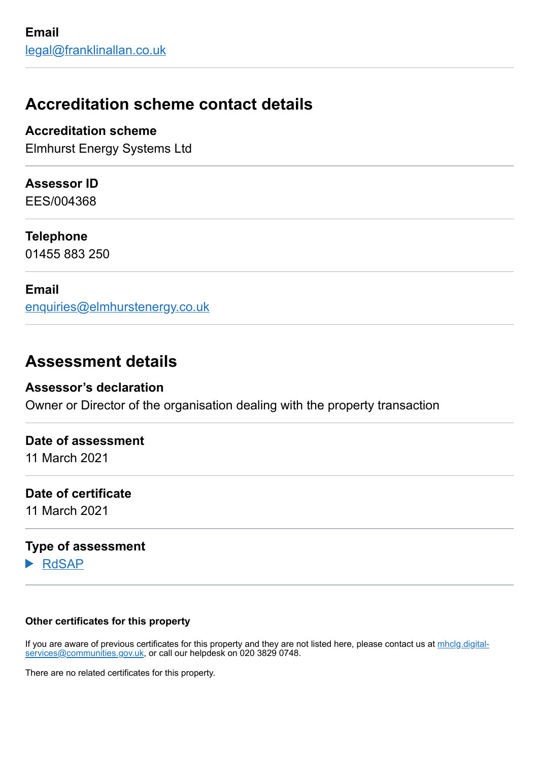**Email**
legal@franklinallan.co.uk

## Accreditation scheme contact details

**Accreditation scheme**
Elmhurst Energy Systems Ltd

**Assessor ID**
EES/004368

**Telephone**
01455 883 250

**Email**
enquiries@elmhurstenergy.co.uk

## Assessment details

**Assessor's declaration**
Owner or Director of the organisation dealing with the property transaction

**Date of assessment**
11 March 2021

**Date of certificate**
11 March 2021

**Type of assessment**
▶ RdSAP

**Other certificates for this property**

If you are aware of previous certificates for this property and they are not listed here, please contact us at mhclg.digital-services@communities.gov.uk, or call our helpdesk on 020 3829 0748.

There are no related certificates for this property.